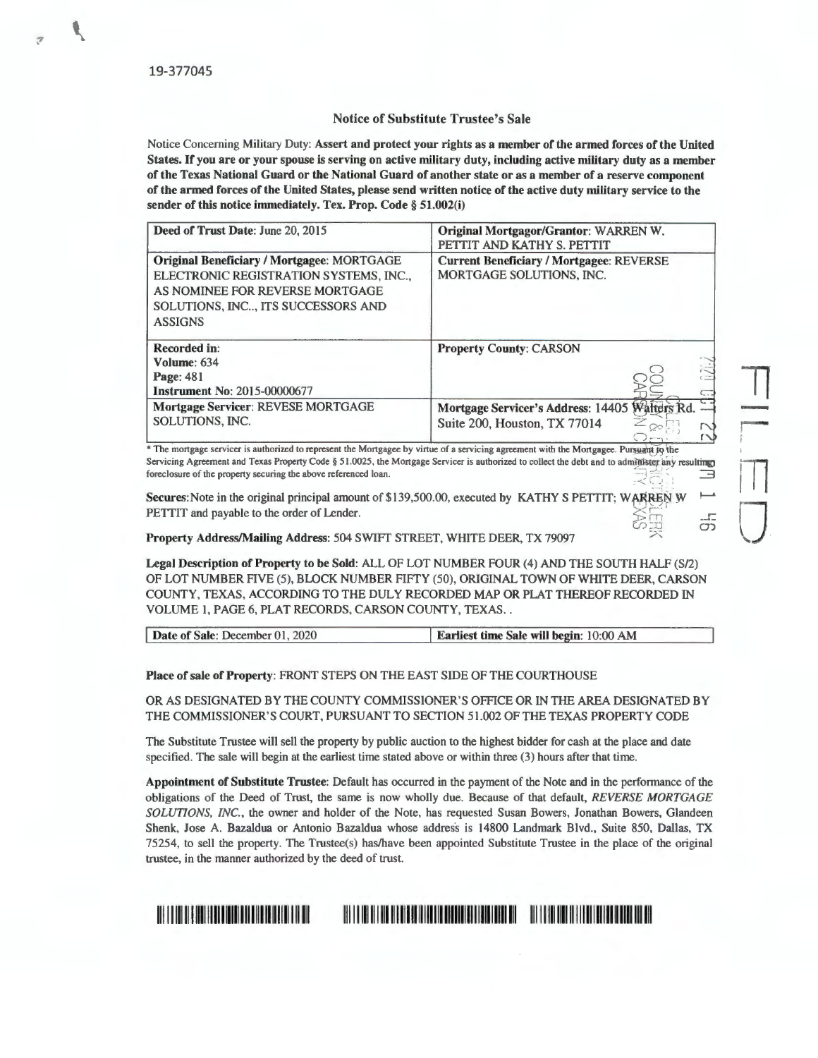19-377045

## Notice of Substitute Trustee's Sale

Notice Concerning Military Duty: **Assert and protect your rights as a member of the armed forces of the United States. If you are or your spouse is serving on active military duty, including active military duty as a member of the Texas National Guard or the National Guard of another state or as a member of a reserve component of the armed forces of the United States, please send written notice of the active duty military service to the sender of this notice immediately. Tex. Prop. Code § 51.002(i)**

| **Deed of Trust Date**: June 20, 2015 | **Original Mortgagor/Grantor**: WARREN W. PETTIT AND KATHY S. PETTIT |
|---|---|
| **Original Beneficiary / Mortgagee**: MORTGAGE ELECTRONIC REGISTRATION SYSTEMS, INC., AS NOMINEE FOR REVERSE MORTGAGE SOLUTIONS, INC.., ITS SUCCESSORS AND ASSIGNS | **Current Beneficiary / Mortgagee**: REVERSE MORTGAGE SOLUTIONS, INC. |
| **Recorded in**: **Volume**: 634 **Page**: 481 **Instrument No**: 2015-00000677 | **Property County**: CARSON |
| **Mortgage Servicer**: REVESE MORTGAGE SOLUTIONS, INC. | **Mortgage Servicer's Address**: 14405 Walters Rd. Suite 200, Houston, TX 77014 |

\* The mortgage servicer is authorized to represent the Mortgagee by virtue of a servicing agreement with the Mortgagee. Pursuant to the Servicing Agreement and Texas Property Code § 51.0025, the Mortgage Servicer is authorized to collect the debt and to administer any resulting foreclosure of the property securing the above referenced loan.

**Secures**: Note in the original principal amount of $139,500.00, executed by KATHY S PETTIT; WARREN W PETTIT and payable to the order of Lender.

**Property Address/Mailing Address**: 504 SWIFT STREET, WHITE DEER, TX 79097

**Legal Description of Property to be Sold**: ALL OF LOT NUMBER FOUR (4) AND THE SOUTH HALF (S/2) OF LOT NUMBER FIVE (5), BLOCK NUMBER FIFTY (50), ORIGINAL TOWN OF WHITE DEER, CARSON COUNTY, TEXAS, ACCORDING TO THE DULY RECORDED MAP OR PLAT THEREOF RECORDED IN VOLUME 1, PAGE 6, PLAT RECORDS, CARSON COUNTY, TEXAS. .

| **Date of Sale**: December 01, 2020 | **Earliest time Sale will begin**: 10:00 AM |
|---|---|

**Place of sale of Property**: FRONT STEPS ON THE EAST SIDE OF THE COURTHOUSE

OR AS DESIGNATED BY THE COUNTY COMMISSIONER'S OFFICE OR IN THE AREA DESIGNATED BY THE COMMISSIONER'S COURT, PURSUANT TO SECTION 51.002 OF THE TEXAS PROPERTY CODE

The Substitute Trustee will sell the property by public auction to the highest bidder for cash at the place and date specified. The sale will begin at the earliest time stated above or within three (3) hours after that time.

**Appointment of Substitute Trustee**: Default has occurred in the payment of the Note and in the performance of the obligations of the Deed of Trust, the same is now wholly due. Because of that default, *REVERSE MORTGAGE SOLUTIONS, INC.*, the owner and holder of the Note, has requested Susan Bowers, Jonathan Bowers, Glandeen Shenk, Jose A. Bazaldua or Antonio Bazaldua whose address is 14800 Landmark Blvd., Suite 850, Dallas, TX 75254, to sell the property. The Trustee(s) has/have been appointed Substitute Trustee in the place of the original trustee, in the manner authorized by the deed of trust.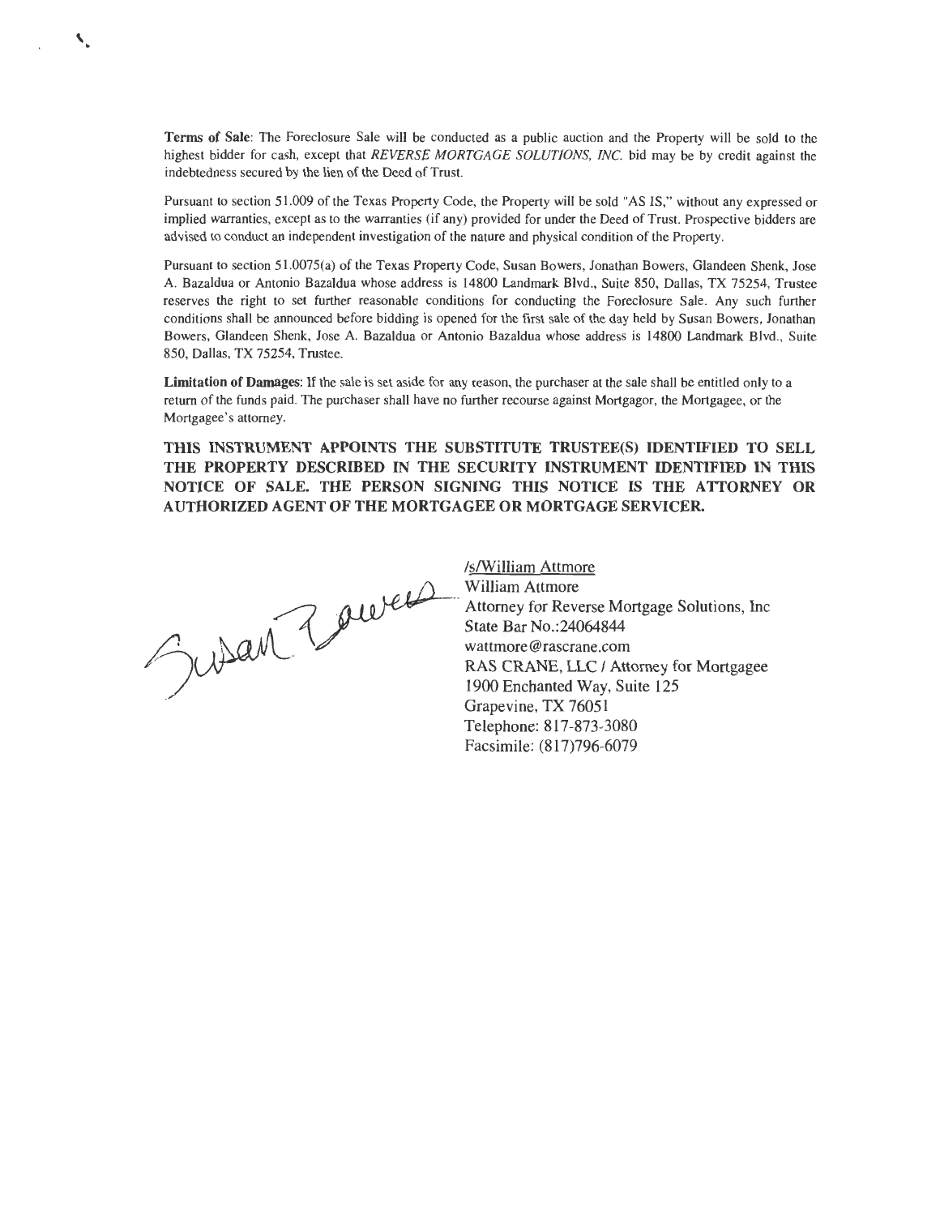**Terms of Sale**: The Foreclosure Sale will be conducted as a public auction and the Property will be sold to the highest bidder for cash, except that *REVERSE MORTGAGE SOLUTIONS, INC.* bid may be by credit against the indebtedness secured by the lien of the Deed of Trust.

Pursuant to section 51.009 of the Texas Property Code, the Property will be sold "AS IS," without any expressed or implied warranties, except as to the warranties (if any) provided for under the Deed of Trust. Prospective bidders are advised to conduct an independent investigation of the nature and physical condition of the Property.

Pursuant to section 51.0075(a) of the Texas Property Code, Susan Bowers, Jonathan Bowers, Glandeen Shenk, Jose A. Bazaldua or Antonio Bazaldua whose address is 14800 Landmark Blvd., Suite 850, Dallas, TX 75254, Trustee reserves the right to set further reasonable conditions for conducting the Foreclosure Sale. Any such further conditions shall be announced before bidding is opened for the first sale of the day held by Susan Bowers, Jonathan Bowers, Glandeen Shenk, Jose A. Bazaldua or Antonio Bazaldua whose address is 14800 Landmark Blvd., Suite 850, Dallas, TX 75254, Trustee.

**Limitation of Damages**: If the sale is set aside for any reason, the purchaser at the sale shall be entitled only to a return of the funds paid. The purchaser shall have no further recourse against Mortgagor, the Mortgagee, or the Mortgagee's attorney.

**THIS INSTRUMENT APPOINTS THE SUBSTITUTE TRUSTEE(S) IDENTIFIED TO SELL THE PROPERTY DESCRIBED IN THE SECURITY INSTRUMENT IDENTIFIED IN THIS NOTICE OF SALE. THE PERSON SIGNING THIS NOTICE IS THE ATTORNEY OR AUTHORIZED AGENT OF THE MORTGAGEE OR MORTGAGE SERVICER.**

Susan Bowers

/s/William Attmore
William Attmore
Attorney for Reverse Mortgage Solutions, Inc
State Bar No.:24064844
wattmore@rascrane.com
RAS CRANE, LLC / Attorney for Mortgagee
1900 Enchanted Way, Suite 125
Grapevine, TX 76051
Telephone: 817-873-3080
Facsimile: (817)796-6079